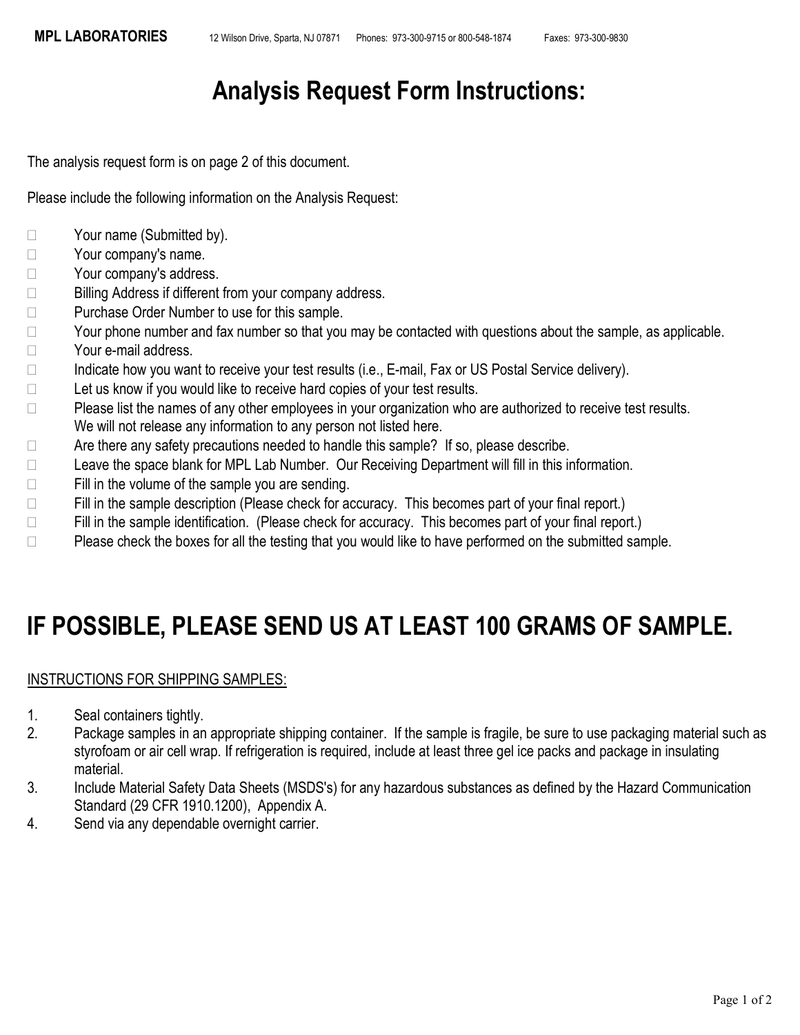**MPL LABORATORIES** 12 Wilson Drive, Sparta, NJ 07871 Phones: 973-300-9715 or 800-548-1874 Faxes: 973-300-9830

# Analysis Request Form Instructions:

The analysis request form is on page 2 of this document.

Please include the following information on the Analysis Request:

- Your name (Submitted by).
- Your company's name.
- Your company's address.
- Billing Address if different from your company address.
- Purchase Order Number to use for this sample.
- Your phone number and fax number so that you may be contacted with questions about the sample, as applicable.
- Your e-mail address.
- Indicate how you want to receive your test results (i.e., E-mail, Fax or US Postal Service delivery).
- Let us know if you would like to receive hard copies of your test results.
- Please list the names of any other employees in your organization who are authorized to receive test results. We will not release any information to any person not listed here.
- Are there any safety precautions needed to handle this sample? If so, please describe.
- Leave the space blank for MPL Lab Number. Our Receiving Department will fill in this information.
- Fill in the volume of the sample you are sending.
- Fill in the sample description (Please check for accuracy. This becomes part of your final report.)
- Fill in the sample identification. (Please check for accuracy. This becomes part of your final report.)
- Please check the boxes for all the testing that you would like to have performed on the submitted sample.

# IF POSSIBLE, PLEASE SEND US AT LEAST 100 GRAMS OF SAMPLE.

<u>INSTRUCTIONS FOR SHIPPING SAMPLES:</u>

1. Seal containers tightly.
2. Package samples in an appropriate shipping container. If the sample is fragile, be sure to use packaging material such as styrofoam or air cell wrap. If refrigeration is required, include at least three gel ice packs and package in insulating material.
3. Include Material Safety Data Sheets (MSDS's) for any hazardous substances as defined by the Hazard Communication Standard (29 CFR 1910.1200), Appendix A.
4. Send via any dependable overnight carrier.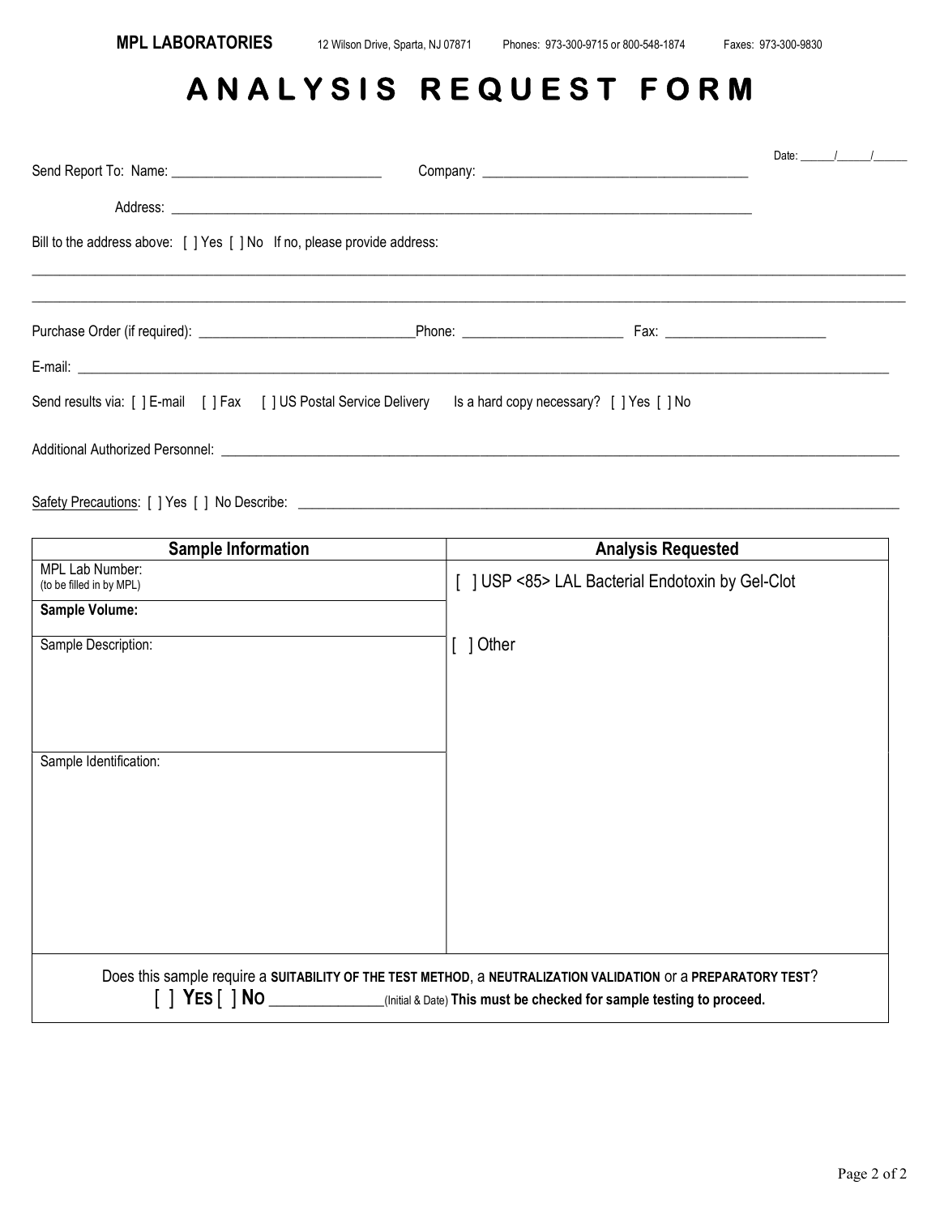**MPL LABORATORIES** 12 Wilson Drive, Sparta, NJ 07871 Phones: 973-300-9715 or 800-548-1874 Faxes: 973-300-9830

# ANALYSIS REQUEST FORM

Date: ______/______/______

Send Report To: Name: ______________________________ Company: ______________________________________

Address: ________________________________________________________________________________________

Bill to the address above: [ ] Yes [ ] No If no, please provide address:

________________________________________________________________________________________________________

________________________________________________________________________________________________________

Purchase Order (if required): ______________________________Phone: ______________________ Fax: ______________________

E-mail: ________________________________________________________________________________________________

Send results via: [ ] E-mail [ ] Fax [ ] US Postal Service Delivery Is a hard copy necessary? [ ] Yes [ ] No

Additional Authorized Personnel: ________________________________________________________________________

Safety Precautions: [ ] Yes [ ] No Describe: ____________________________________________________________

| Sample Information | Analysis Requested |
|---|---|
| MPL Lab Number: (to be filled in by MPL) | [ ] USP <85> LAL Bacterial Endotoxin by Gel-Clot |
| **Sample Volume:** | |
| Sample Description: | [ ] Other |
| Sample Identification: | |

Does this sample require a **SUITABILITY OF THE TEST METHOD**, a **NEUTRALIZATION VALIDATION** or a **PREPARATORY TEST**?

[ ] **YES** [ ] **NO** ______________(Initial & Date) **This must be checked for sample testing to proceed.**